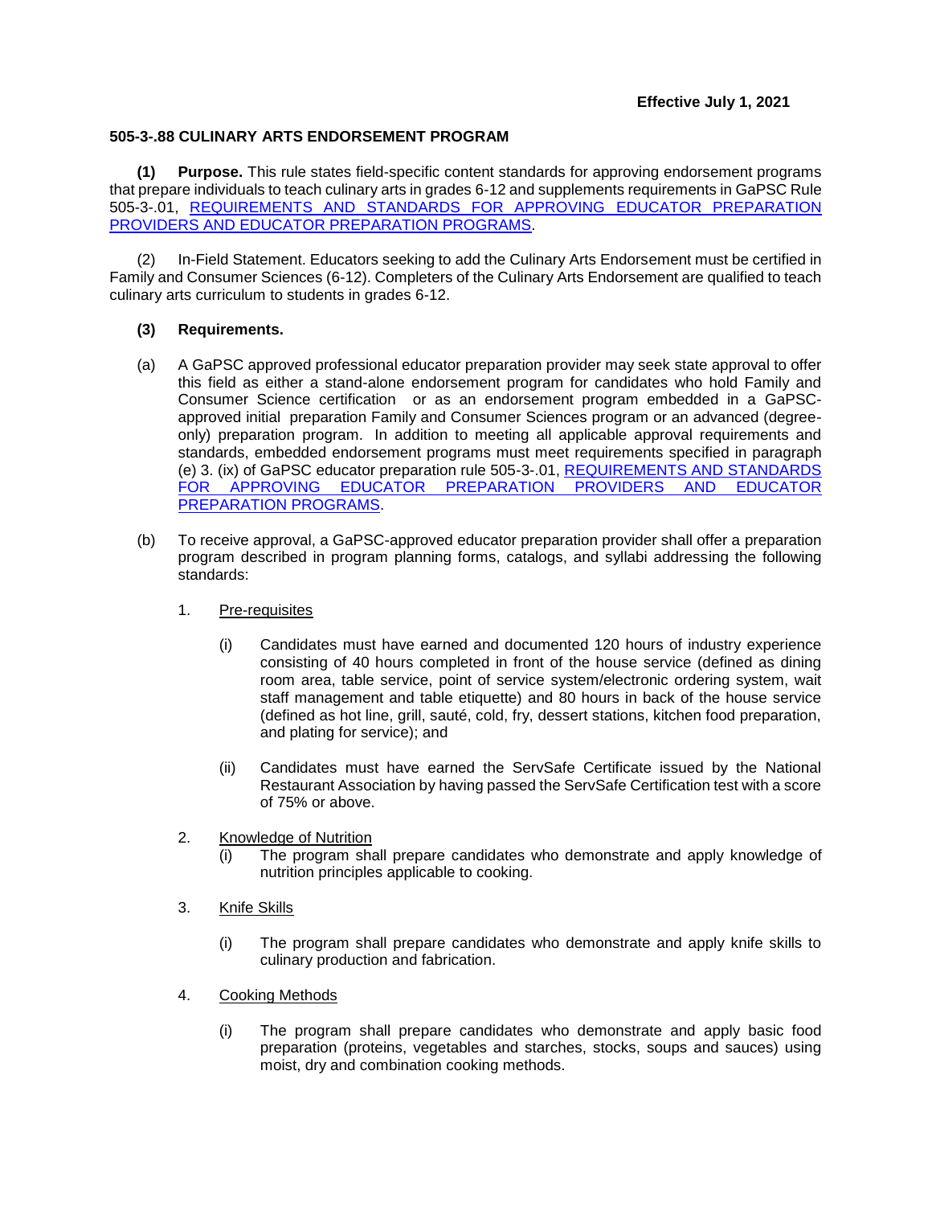**Effective July 1, 2021**

**505-3-.88 CULINARY ARTS ENDORSEMENT PROGRAM**

**(1) Purpose.** This rule states field-specific content standards for approving endorsement programs that prepare individuals to teach culinary arts in grades 6-12 and supplements requirements in GaPSC Rule 505-3-.01, REQUIREMENTS AND STANDARDS FOR APPROVING EDUCATOR PREPARATION PROVIDERS AND EDUCATOR PREPARATION PROGRAMS.

(2) In-Field Statement. Educators seeking to add the Culinary Arts Endorsement must be certified in Family and Consumer Sciences (6-12). Completers of the Culinary Arts Endorsement are qualified to teach culinary arts curriculum to students in grades 6-12.

**(3) Requirements.**

(a) A GaPSC approved professional educator preparation provider may seek state approval to offer this field as either a stand-alone endorsement program for candidates who hold Family and Consumer Science certification or as an endorsement program embedded in a GaPSC-approved initial preparation Family and Consumer Sciences program or an advanced (degree-only) preparation program. In addition to meeting all applicable approval requirements and standards, embedded endorsement programs must meet requirements specified in paragraph (e) 3. (ix) of GaPSC educator preparation rule 505-3-.01, REQUIREMENTS AND STANDARDS FOR APPROVING EDUCATOR PREPARATION PROVIDERS AND EDUCATOR PREPARATION PROGRAMS.

(b) To receive approval, a GaPSC-approved educator preparation provider shall offer a preparation program described in program planning forms, catalogs, and syllabi addressing the following standards:

1. Pre-requisites

   (i) Candidates must have earned and documented 120 hours of industry experience consisting of 40 hours completed in front of the house service (defined as dining room area, table service, point of service system/electronic ordering system, wait staff management and table etiquette) and 80 hours in back of the house service (defined as hot line, grill, sauté, cold, fry, dessert stations, kitchen food preparation, and plating for service); and

   (ii) Candidates must have earned the ServSafe Certificate issued by the National Restaurant Association by having passed the ServSafe Certification test with a score of 75% or above.

2. Knowledge of Nutrition

   (i) The program shall prepare candidates who demonstrate and apply knowledge of nutrition principles applicable to cooking.

3. Knife Skills

   (i) The program shall prepare candidates who demonstrate and apply knife skills to culinary production and fabrication.

4. Cooking Methods

   (i) The program shall prepare candidates who demonstrate and apply basic food preparation (proteins, vegetables and starches, stocks, soups and sauces) using moist, dry and combination cooking methods.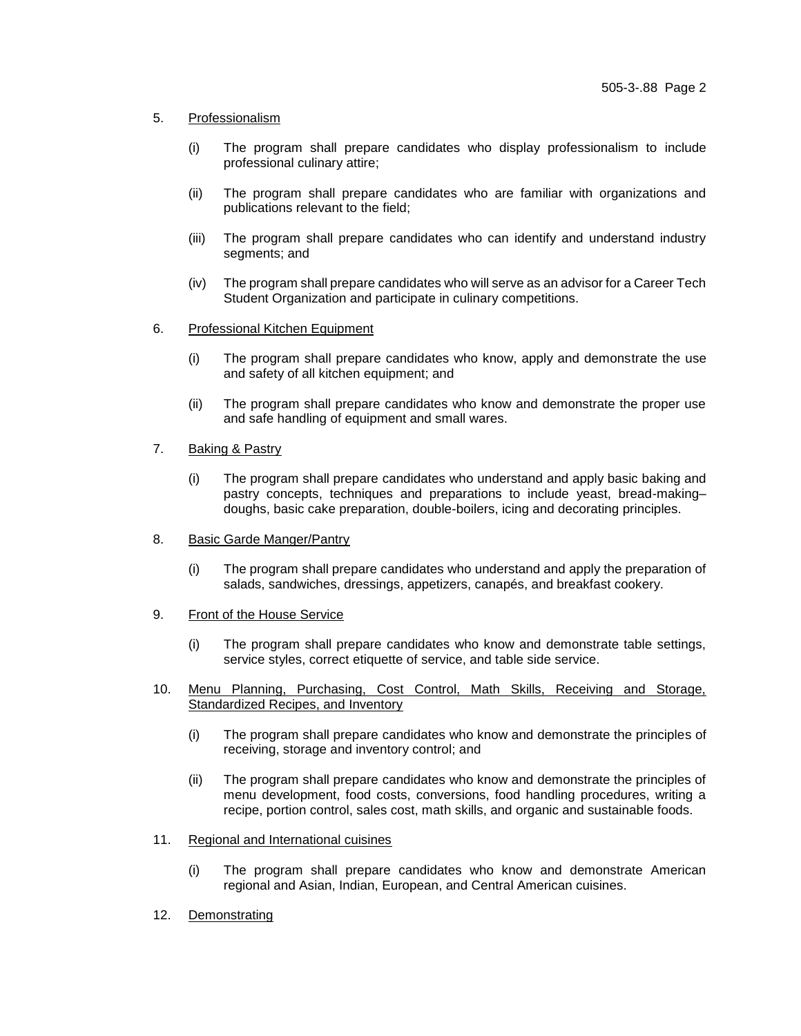5. Professionalism

   (i) The program shall prepare candidates who display professionalism to include professional culinary attire;

   (ii) The program shall prepare candidates who are familiar with organizations and publications relevant to the field;

   (iii) The program shall prepare candidates who can identify and understand industry segments; and

   (iv) The program shall prepare candidates who will serve as an advisor for a Career Tech Student Organization and participate in culinary competitions.

6. Professional Kitchen Equipment

   (i) The program shall prepare candidates who know, apply and demonstrate the use and safety of all kitchen equipment; and

   (ii) The program shall prepare candidates who know and demonstrate the proper use and safe handling of equipment and small wares.

7. Baking & Pastry

   (i) The program shall prepare candidates who understand and apply basic baking and pastry concepts, techniques and preparations to include yeast, bread-making–doughs, basic cake preparation, double-boilers, icing and decorating principles.

8. Basic Garde Manger/Pantry

   (i) The program shall prepare candidates who understand and apply the preparation of salads, sandwiches, dressings, appetizers, canapés, and breakfast cookery.

9. Front of the House Service

   (i) The program shall prepare candidates who know and demonstrate table settings, service styles, correct etiquette of service, and table side service.

10. Menu Planning, Purchasing, Cost Control, Math Skills, Receiving and Storage, Standardized Recipes, and Inventory

    (i) The program shall prepare candidates who know and demonstrate the principles of receiving, storage and inventory control; and

    (ii) The program shall prepare candidates who know and demonstrate the principles of menu development, food costs, conversions, food handling procedures, writing a recipe, portion control, sales cost, math skills, and organic and sustainable foods.

11. Regional and International cuisines

    (i) The program shall prepare candidates who know and demonstrate American regional and Asian, Indian, European, and Central American cuisines.

12. Demonstrating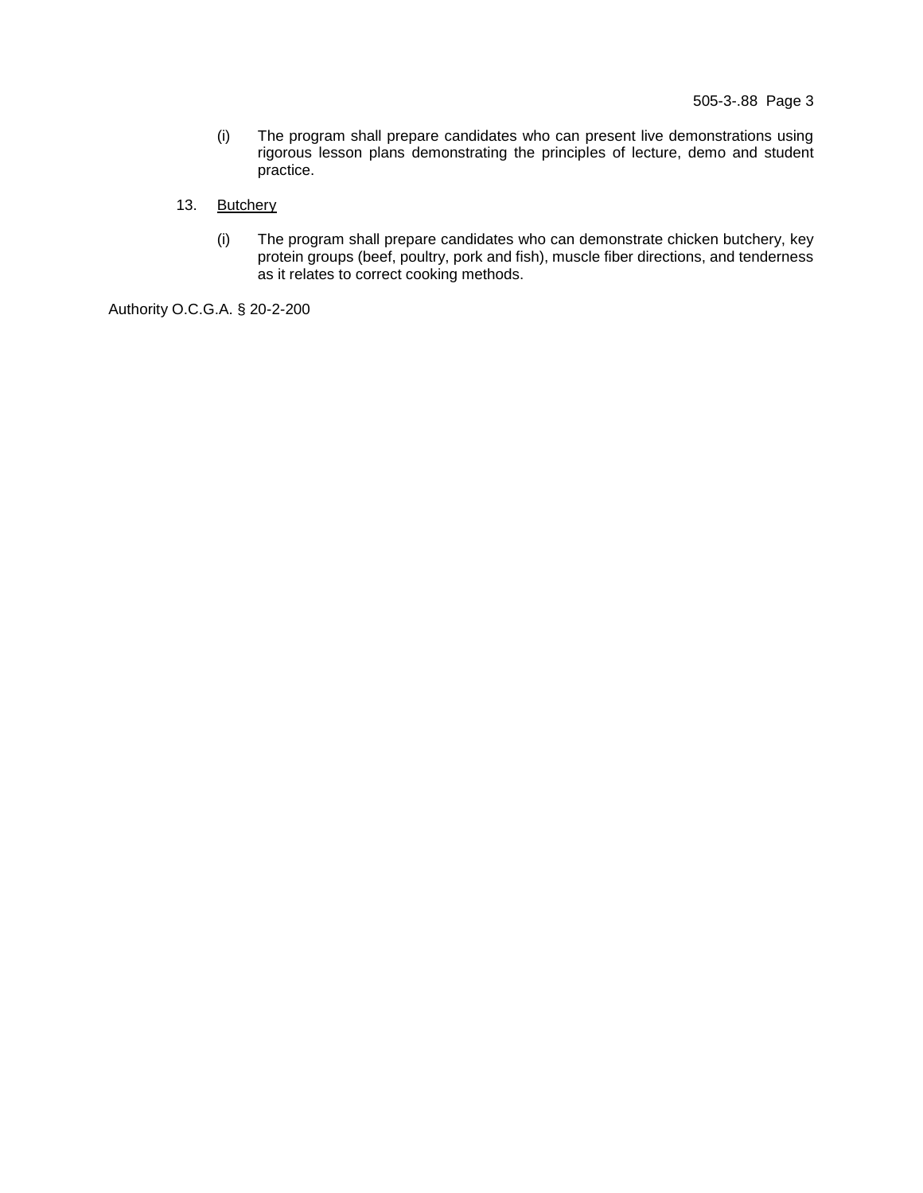(i) The program shall prepare candidates who can present live demonstrations using rigorous lesson plans demonstrating the principles of lecture, demo and student practice.

13. Butchery

(i) The program shall prepare candidates who can demonstrate chicken butchery, key protein groups (beef, poultry, pork and fish), muscle fiber directions, and tenderness as it relates to correct cooking methods.

Authority O.C.G.A. § 20-2-200